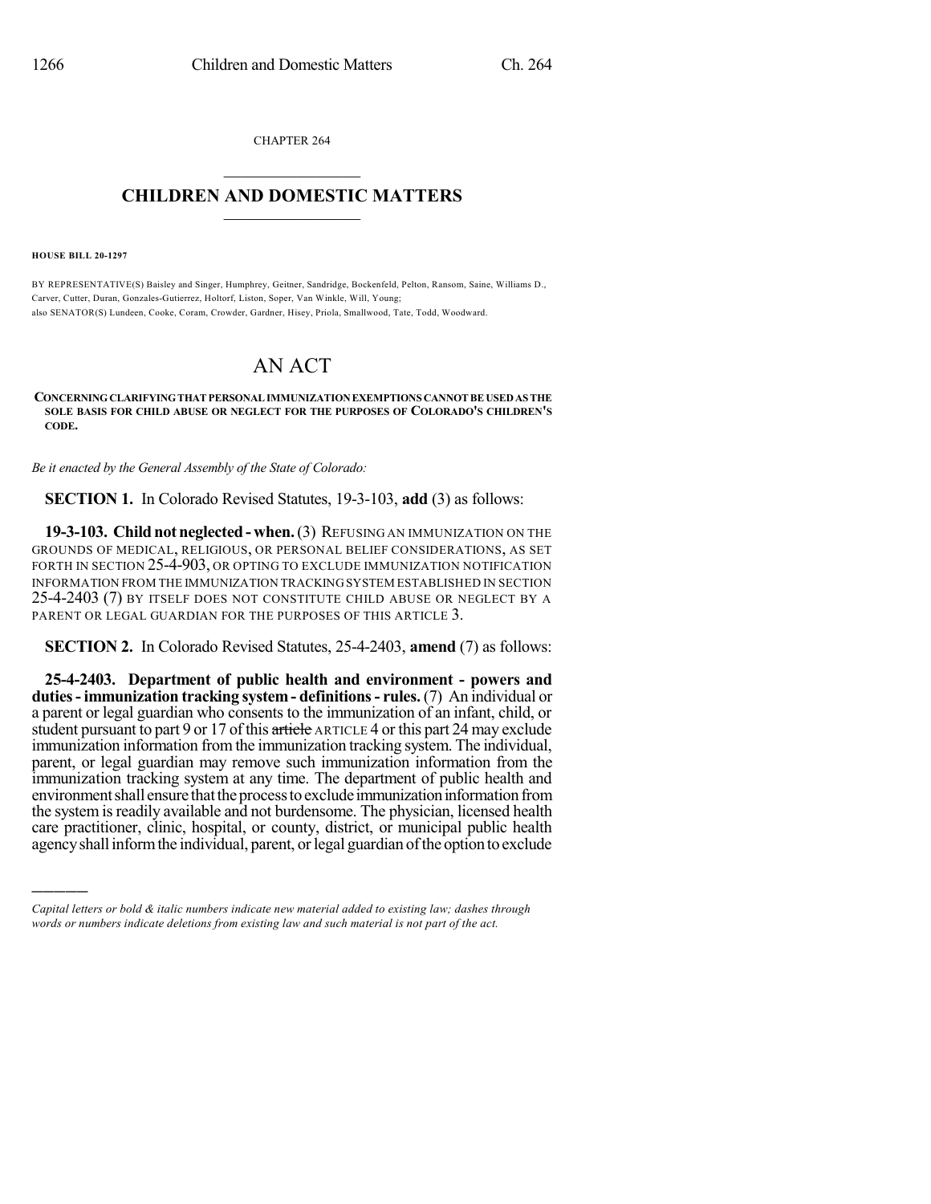CHAPTER 264

# CHILDREN AND DOMESTIC MATTERS

**HOUSE BILL 20-1297**

BY REPRESENTATIVE(S) Baisley and Singer, Humphrey, Geitner, Sandridge, Bockenfeld, Pelton, Ransom, Saine, Williams D., Carver, Cutter, Duran, Gonzales-Gutierrez, Holtorf, Liston, Soper, Van Winkle, Will, Young;
also SENATOR(S) Lundeen, Cooke, Coram, Crowder, Gardner, Hisey, Priola, Smallwood, Tate, Todd, Woodward.

# AN ACT

**CONCERNING CLARIFYING THAT PERSONAL IMMUNIZATION EXEMPTIONS CANNOT BE USED AS THE SOLE BASIS FOR CHILD ABUSE OR NEGLECT FOR THE PURPOSES OF COLORADO'S CHILDREN'S CODE.**

*Be it enacted by the General Assembly of the State of Colorado:*

**SECTION 1.** In Colorado Revised Statutes, 19-3-103, **add** (3) as follows:

**19-3-103. Child not neglected - when.** (3) REFUSING AN IMMUNIZATION ON THE GROUNDS OF MEDICAL, RELIGIOUS, OR PERSONAL BELIEF CONSIDERATIONS, AS SET FORTH IN SECTION 25-4-903, OR OPTING TO EXCLUDE IMMUNIZATION NOTIFICATION INFORMATION FROM THE IMMUNIZATION TRACKING SYSTEM ESTABLISHED IN SECTION 25-4-2403 (7) BY ITSELF DOES NOT CONSTITUTE CHILD ABUSE OR NEGLECT BY A PARENT OR LEGAL GUARDIAN FOR THE PURPOSES OF THIS ARTICLE 3.

**SECTION 2.** In Colorado Revised Statutes, 25-4-2403, **amend** (7) as follows:

**25-4-2403. Department of public health and environment - powers and duties - immunization tracking system - definitions - rules.** (7) An individual or a parent or legal guardian who consents to the immunization of an infant, child, or student pursuant to part 9 or 17 of this ~~article~~ ARTICLE 4 or this part 24 may exclude immunization information from the immunization tracking system. The individual, parent, or legal guardian may remove such immunization information from the immunization tracking system at any time. The department of public health and environment shall ensure that the process to exclude immunization information from the system is readily available and not burdensome. The physician, licensed health care practitioner, clinic, hospital, or county, district, or municipal public health agency shall inform the individual, parent, or legal guardian of the option to exclude

---

*Capital letters or bold & italic numbers indicate new material added to existing law; dashes through words or numbers indicate deletions from existing law and such material is not part of the act.*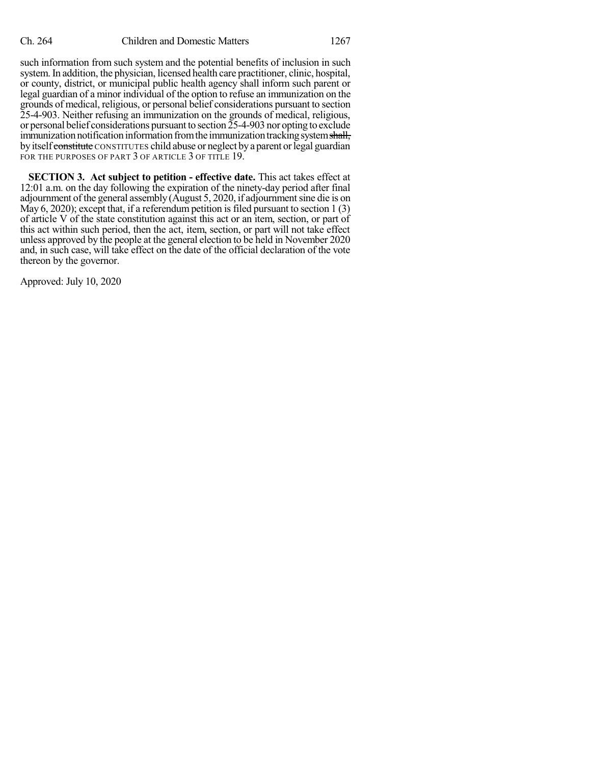such information from such system and the potential benefits of inclusion in such system. In addition, the physician, licensed health care practitioner, clinic, hospital, or county, district, or municipal public health agency shall inform such parent or legal guardian of a minor individual of the option to refuse an immunization on the grounds of medical, religious, or personal belief considerations pursuant to section 25-4-903. Neither refusing an immunization on the grounds of medical, religious, or personal belief considerations pursuant to section 25-4-903 nor opting to exclude immunization notification information from the immunization tracking system ~~shall,~~ by itself ~~constitute~~ CONSTITUTES child abuse or neglect by a parent or legal guardian FOR THE PURPOSES OF PART 3 OF ARTICLE 3 OF TITLE 19.

**SECTION 3. Act subject to petition - effective date.** This act takes effect at 12:01 a.m. on the day following the expiration of the ninety-day period after final adjournment of the general assembly (August 5, 2020, if adjournment sine die is on May 6, 2020); except that, if a referendum petition is filed pursuant to section 1 (3) of article V of the state constitution against this act or an item, section, or part of this act within such period, then the act, item, section, or part will not take effect unless approved by the people at the general election to be held in November 2020 and, in such case, will take effect on the date of the official declaration of the vote thereon by the governor.

Approved: July 10, 2020